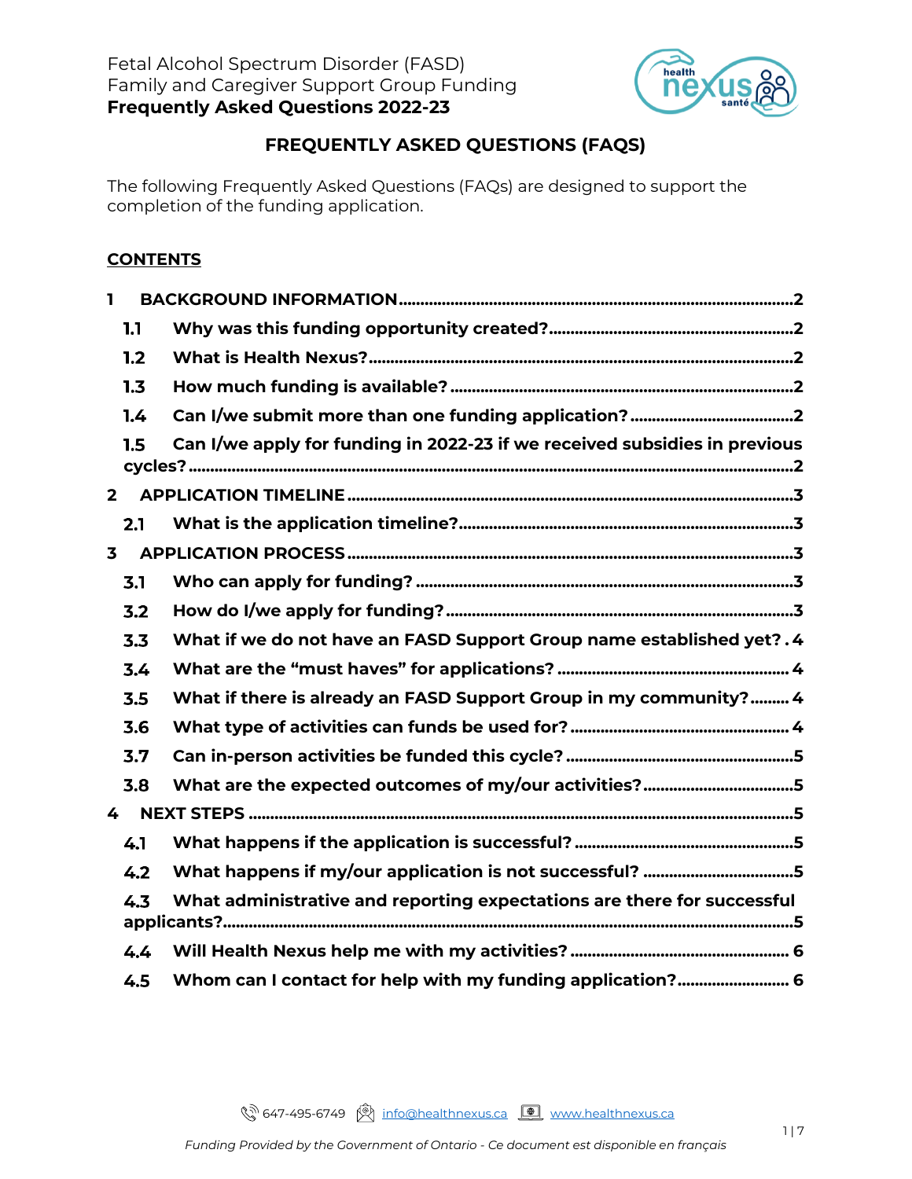Fetal Alcohol Spectrum Disorder (FASD)
Family and Caregiver Support Group Funding
**Frequently Asked Questions 2022-23**

# FREQUENTLY ASKED QUESTIONS (FAQS)

The following Frequently Asked Questions (FAQs) are designed to support the completion of the funding application.

## CONTENTS

- **1 BACKGROUND INFORMATION ........ 2**
  - **1.1 Why was this funding opportunity created? ........ 2**
  - **1.2 What is Health Nexus? ........ 2**
  - **1.3 How much funding is available? ........ 2**
  - **1.4 Can I/we submit more than one funding application? ........ 2**
  - **1.5 Can I/we apply for funding in 2022-23 if we received subsidies in previous cycles? ........ 2**
- **2 APPLICATION TIMELINE ........ 3**
  - **2.1 What is the application timeline? ........ 3**
- **3 APPLICATION PROCESS ........ 3**
  - **3.1 Who can apply for funding? ........ 3**
  - **3.2 How do I/we apply for funding? ........ 3**
  - **3.3 What if we do not have an FASD Support Group name established yet? . 4**
  - **3.4 What are the "must haves" for applications? ........ 4**
  - **3.5 What if there is already an FASD Support Group in my community? ........ 4**
  - **3.6 What type of activities can funds be used for? ........ 4**
  - **3.7 Can in-person activities be funded this cycle? ........ 5**
  - **3.8 What are the expected outcomes of my/our activities? ........ 5**
- **4 NEXT STEPS ........ 5**
  - **4.1 What happens if the application is successful? ........ 5**
  - **4.2 What happens if my/our application is not successful? ........ 5**
  - **4.3 What administrative and reporting expectations are there for successful applicants? ........ 5**
  - **4.4 Will Health Nexus help me with my activities? ........ 6**
  - **4.5 Whom can I contact for help with my funding application? ........ 6**

647-495-6749 info@healthnexus.ca www.healthnexus.ca

*Funding Provided by the Government of Ontario - Ce document est disponible en français*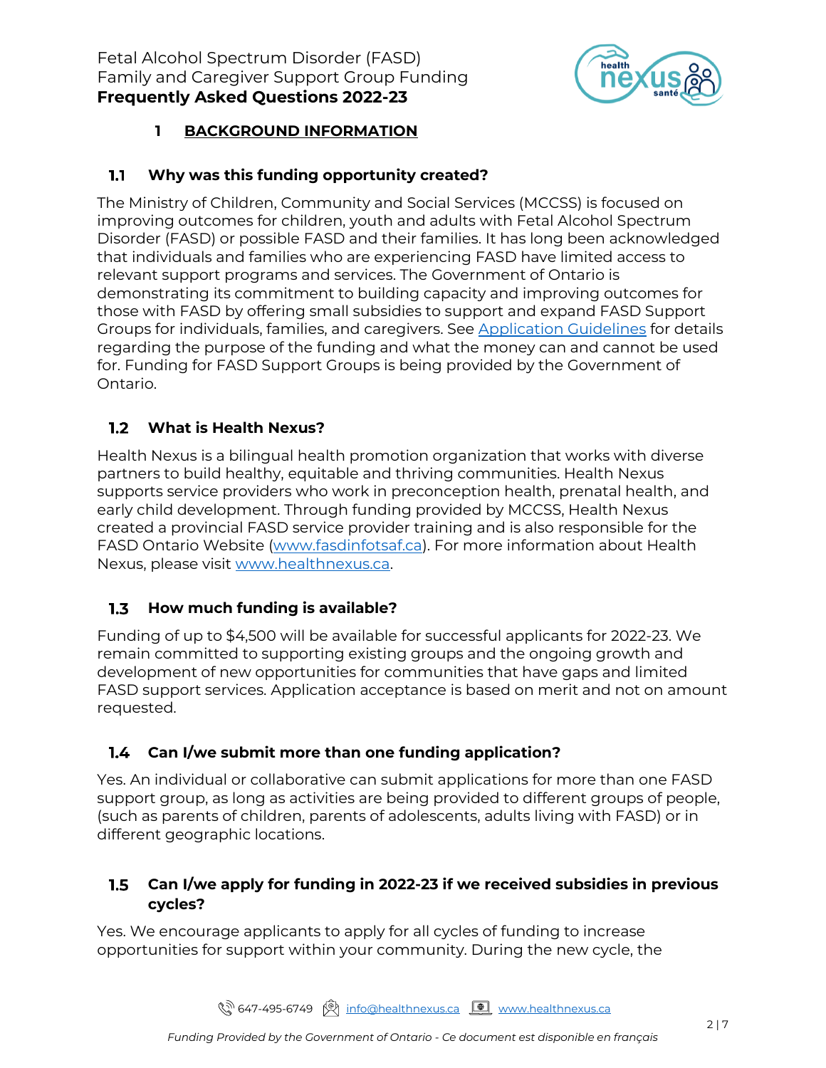Fetal Alcohol Spectrum Disorder (FASD)
Family and Caregiver Support Group Funding
**Frequently Asked Questions 2022-23**

# 1 BACKGROUND INFORMATION

## 1.1 Why was this funding opportunity created?

The Ministry of Children, Community and Social Services (MCCSS) is focused on improving outcomes for children, youth and adults with Fetal Alcohol Spectrum Disorder (FASD) or possible FASD and their families. It has long been acknowledged that individuals and families who are experiencing FASD have limited access to relevant support programs and services. The Government of Ontario is demonstrating its commitment to building capacity and improving outcomes for those with FASD by offering small subsidies to support and expand FASD Support Groups for individuals, families, and caregivers. See Application Guidelines for details regarding the purpose of the funding and what the money can and cannot be used for. Funding for FASD Support Groups is being provided by the Government of Ontario.

## 1.2 What is Health Nexus?

Health Nexus is a bilingual health promotion organization that works with diverse partners to build healthy, equitable and thriving communities. Health Nexus supports service providers who work in preconception health, prenatal health, and early child development. Through funding provided by MCCSS, Health Nexus created a provincial FASD service provider training and is also responsible for the FASD Ontario Website (www.fasdinfotsaf.ca). For more information about Health Nexus, please visit www.healthnexus.ca.

## 1.3 How much funding is available?

Funding of up to $4,500 will be available for successful applicants for 2022-23. We remain committed to supporting existing groups and the ongoing growth and development of new opportunities for communities that have gaps and limited FASD support services. Application acceptance is based on merit and not on amount requested.

## 1.4 Can I/we submit more than one funding application?

Yes. An individual or collaborative can submit applications for more than one FASD support group, as long as activities are being provided to different groups of people, (such as parents of children, parents of adolescents, adults living with FASD) or in different geographic locations.

## 1.5 Can I/we apply for funding in 2022-23 if we received subsidies in previous cycles?

Yes. We encourage applicants to apply for all cycles of funding to increase opportunities for support within your community. During the new cycle, the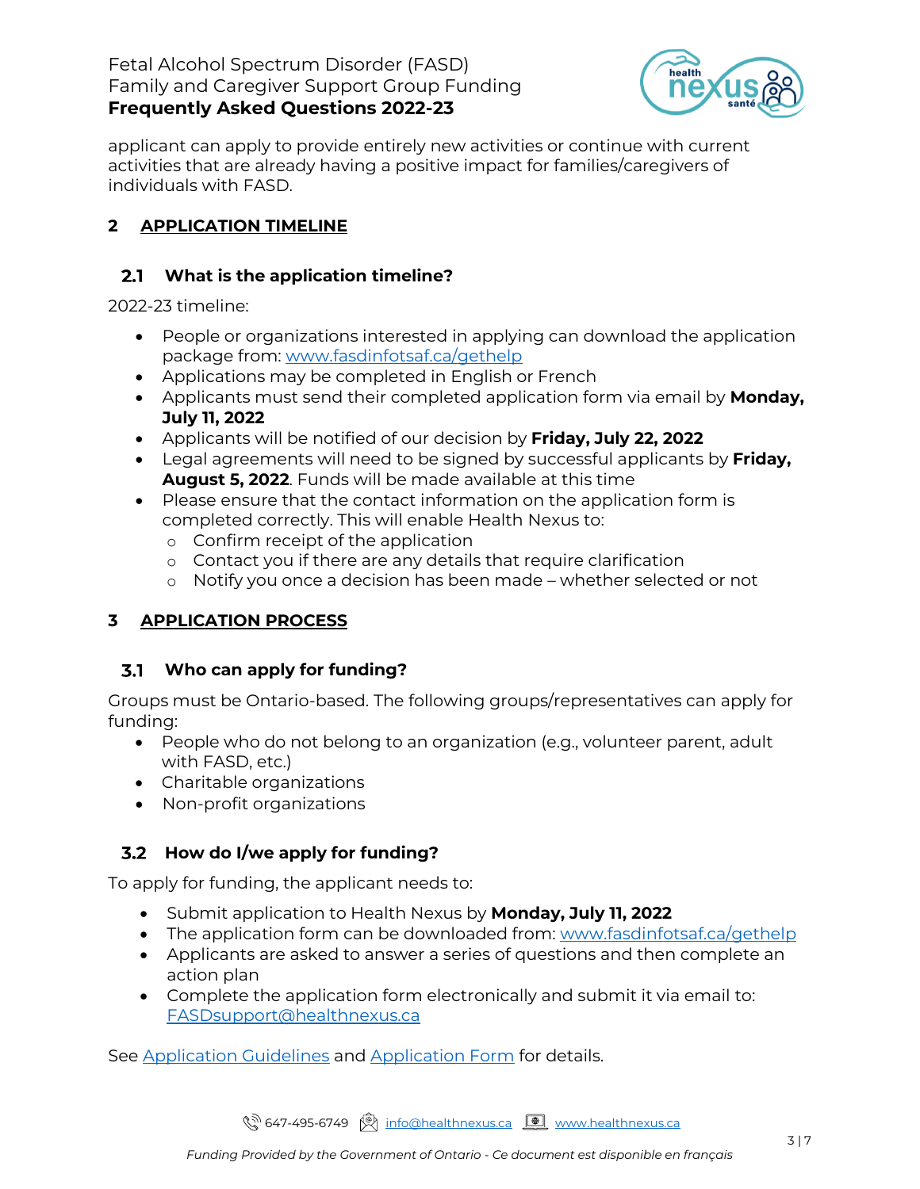applicant can apply to provide entirely new activities or continue with current activities that are already having a positive impact for families/caregivers of individuals with FASD.

## 2 APPLICATION TIMELINE

### 2.1 What is the application timeline?

2022-23 timeline:

- People or organizations interested in applying can download the application package from: www.fasdinfotsaf.ca/gethelp
- Applications may be completed in English or French
- Applicants must send their completed application form via email by **Monday, July 11, 2022**
- Applicants will be notified of our decision by **Friday, July 22, 2022**
- Legal agreements will need to be signed by successful applicants by **Friday, August 5, 2022**. Funds will be made available at this time
- Please ensure that the contact information on the application form is completed correctly. This will enable Health Nexus to:
  - Confirm receipt of the application
  - Contact you if there are any details that require clarification
  - Notify you once a decision has been made – whether selected or not

## 3 APPLICATION PROCESS

### 3.1 Who can apply for funding?

Groups must be Ontario-based. The following groups/representatives can apply for funding:

- People who do not belong to an organization (e.g., volunteer parent, adult with FASD, etc.)
- Charitable organizations
- Non-profit organizations

### 3.2 How do I/we apply for funding?

To apply for funding, the applicant needs to:

- Submit application to Health Nexus by **Monday, July 11, 2022**
- The application form can be downloaded from: www.fasdinfotsaf.ca/gethelp
- Applicants are asked to answer a series of questions and then complete an action plan
- Complete the application form electronically and submit it via email to: FASDsupport@healthnexus.ca

See Application Guidelines and Application Form for details.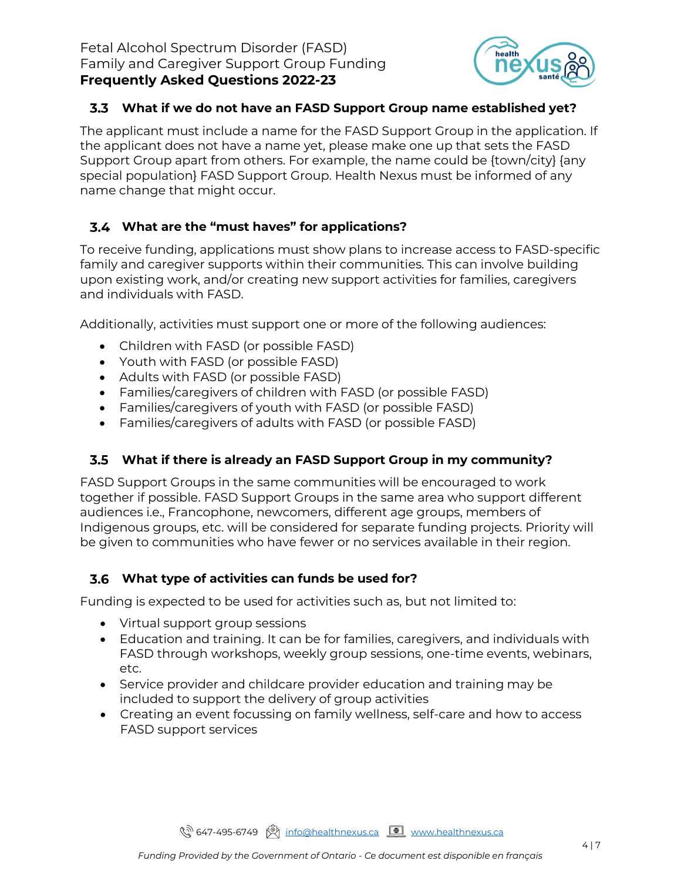### 3.3 What if we do not have an FASD Support Group name established yet?

The applicant must include a name for the FASD Support Group in the application. If the applicant does not have a name yet, please make one up that sets the FASD Support Group apart from others. For example, the name could be {town/city} {any special population} FASD Support Group. Health Nexus must be informed of any name change that might occur.

### 3.4 What are the "must haves" for applications?

To receive funding, applications must show plans to increase access to FASD-specific family and caregiver supports within their communities. This can involve building upon existing work, and/or creating new support activities for families, caregivers and individuals with FASD.

Additionally, activities must support one or more of the following audiences:

- Children with FASD (or possible FASD)
- Youth with FASD (or possible FASD)
- Adults with FASD (or possible FASD)
- Families/caregivers of children with FASD (or possible FASD)
- Families/caregivers of youth with FASD (or possible FASD)
- Families/caregivers of adults with FASD (or possible FASD)

### 3.5 What if there is already an FASD Support Group in my community?

FASD Support Groups in the same communities will be encouraged to work together if possible. FASD Support Groups in the same area who support different audiences i.e., Francophone, newcomers, different age groups, members of Indigenous groups, etc. will be considered for separate funding projects. Priority will be given to communities who have fewer or no services available in their region.

### 3.6 What type of activities can funds be used for?

Funding is expected to be used for activities such as, but not limited to:

- Virtual support group sessions
- Education and training. It can be for families, caregivers, and individuals with FASD through workshops, weekly group sessions, one-time events, webinars, etc.
- Service provider and childcare provider education and training may be included to support the delivery of group activities
- Creating an event focussing on family wellness, self-care and how to access FASD support services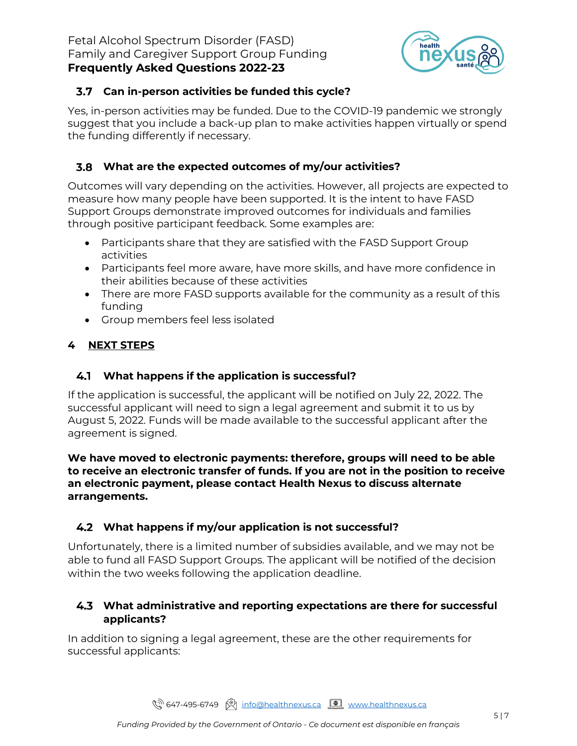### 3.7 Can in-person activities be funded this cycle?

Yes, in-person activities may be funded. Due to the COVID-19 pandemic we strongly suggest that you include a back-up plan to make activities happen virtually or spend the funding differently if necessary.

### 3.8 What are the expected outcomes of my/our activities?

Outcomes will vary depending on the activities. However, all projects are expected to measure how many people have been supported. It is the intent to have FASD Support Groups demonstrate improved outcomes for individuals and families through positive participant feedback. Some examples are:

- Participants share that they are satisfied with the FASD Support Group activities
- Participants feel more aware, have more skills, and have more confidence in their abilities because of these activities
- There are more FASD supports available for the community as a result of this funding
- Group members feel less isolated

## 4 NEXT STEPS

### 4.1 What happens if the application is successful?

If the application is successful, the applicant will be notified on July 22, 2022. The successful applicant will need to sign a legal agreement and submit it to us by August 5, 2022. Funds will be made available to the successful applicant after the agreement is signed.

**We have moved to electronic payments: therefore, groups will need to be able to receive an electronic transfer of funds. If you are not in the position to receive an electronic payment, please contact Health Nexus to discuss alternate arrangements.**

### 4.2 What happens if my/our application is not successful?

Unfortunately, there is a limited number of subsidies available, and we may not be able to fund all FASD Support Groups. The applicant will be notified of the decision within the two weeks following the application deadline.

### 4.3 What administrative and reporting expectations are there for successful applicants?

In addition to signing a legal agreement, these are the other requirements for successful applicants: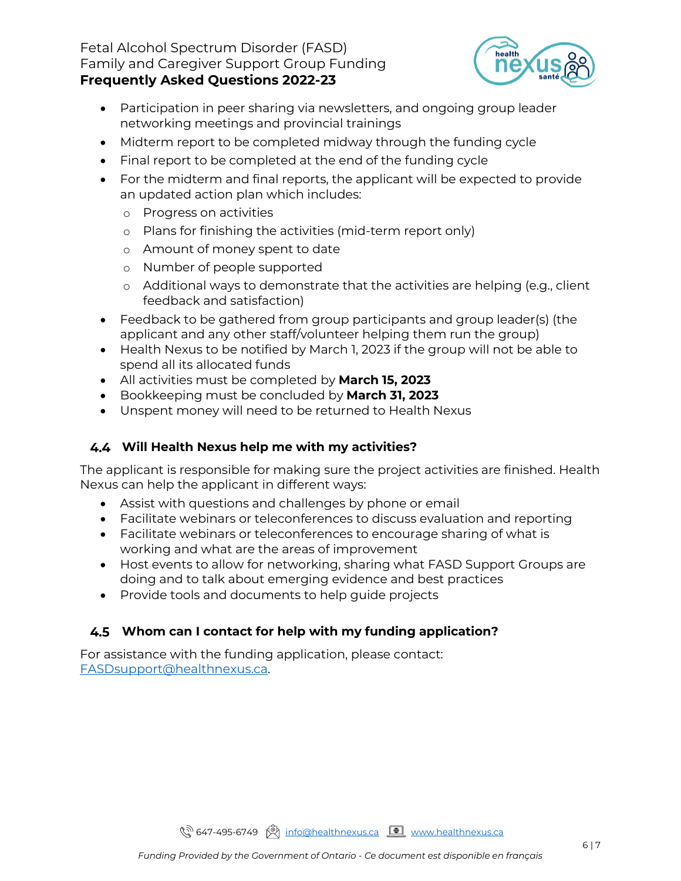- Participation in peer sharing via newsletters, and ongoing group leader networking meetings and provincial trainings
- Midterm report to be completed midway through the funding cycle
- Final report to be completed at the end of the funding cycle
- For the midterm and final reports, the applicant will be expected to provide an updated action plan which includes:
  - Progress on activities
  - Plans for finishing the activities (mid-term report only)
  - Amount of money spent to date
  - Number of people supported
  - Additional ways to demonstrate that the activities are helping (e.g., client feedback and satisfaction)
- Feedback to be gathered from group participants and group leader(s) (the applicant and any other staff/volunteer helping them run the group)
- Health Nexus to be notified by March 1, 2023 if the group will not be able to spend all its allocated funds
- All activities must be completed by **March 15, 2023**
- Bookkeeping must be concluded by **March 31, 2023**
- Unspent money will need to be returned to Health Nexus

### 4.4 Will Health Nexus help me with my activities?

The applicant is responsible for making sure the project activities are finished. Health Nexus can help the applicant in different ways:

- Assist with questions and challenges by phone or email
- Facilitate webinars or teleconferences to discuss evaluation and reporting
- Facilitate webinars or teleconferences to encourage sharing of what is working and what are the areas of improvement
- Host events to allow for networking, sharing what FASD Support Groups are doing and to talk about emerging evidence and best practices
- Provide tools and documents to help guide projects

### 4.5 Whom can I contact for help with my funding application?

For assistance with the funding application, please contact: FASDsupport@healthnexus.ca.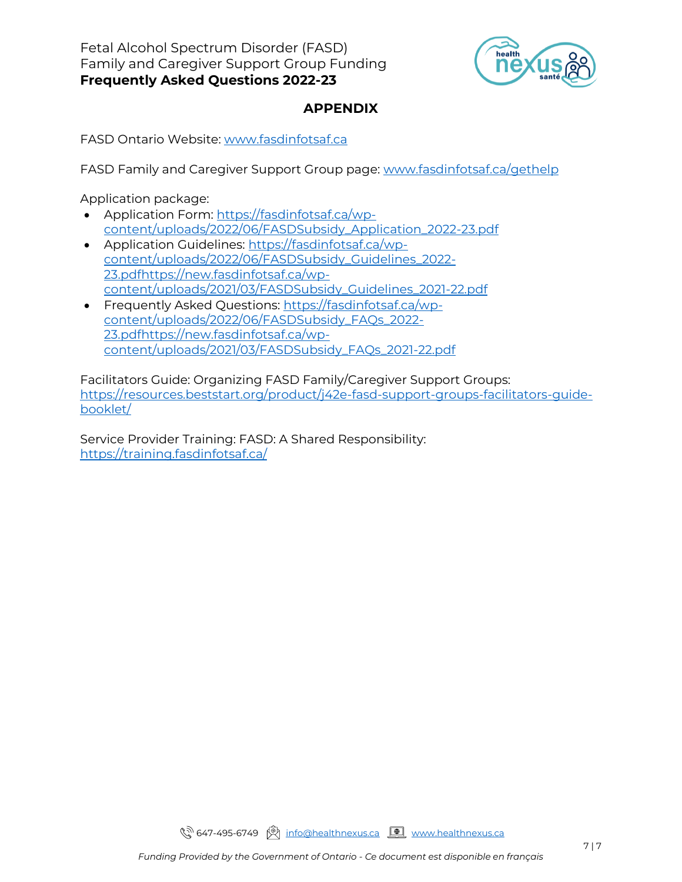## APPENDIX

FASD Ontario Website: www.fasdinfotsaf.ca

FASD Family and Caregiver Support Group page: www.fasdinfotsaf.ca/gethelp

Application package:

- Application Form: https://fasdinfotsaf.ca/wp-content/uploads/2022/06/FASDSubsidy_Application_2022-23.pdf
- Application Guidelines: https://fasdinfotsaf.ca/wp-content/uploads/2022/06/FASDSubsidy_Guidelines_2022-23.pdfhttps://new.fasdinfotsaf.ca/wp-content/uploads/2021/03/FASDSubsidy_Guidelines_2021-22.pdf
- Frequently Asked Questions: https://fasdinfotsaf.ca/wp-content/uploads/2022/06/FASDSubsidy_FAQs_2022-23.pdfhttps://new.fasdinfotsaf.ca/wp-content/uploads/2021/03/FASDSubsidy_FAQs_2021-22.pdf

Facilitators Guide: Organizing FASD Family/Caregiver Support Groups: https://resources.beststart.org/product/j42e-fasd-support-groups-facilitators-guide-booklet/

Service Provider Training: FASD: A Shared Responsibility: https://training.fasdinfotsaf.ca/